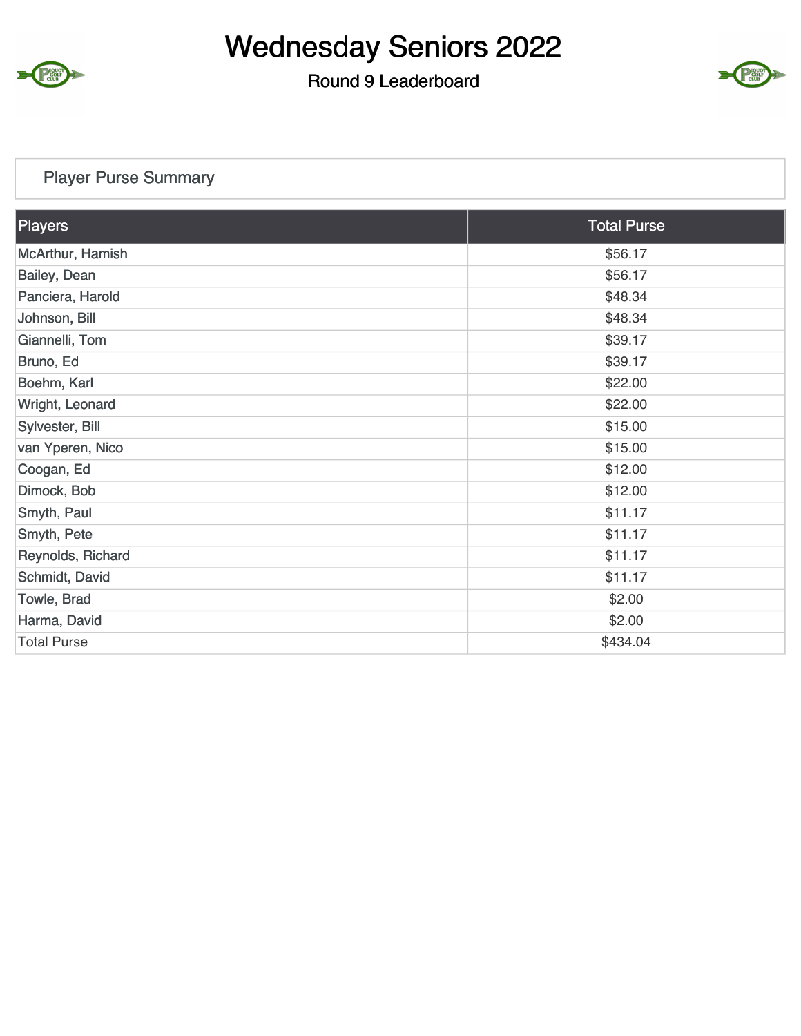# Wednesday Seniors 2022

## Round 9 Leaderboard

### Player Purse Summary

| Players | Total Purse |
|---|---|
| McArthur, Hamish | $56.17 |
| Bailey, Dean | $56.17 |
| Panciera, Harold | $48.34 |
| Johnson, Bill | $48.34 |
| Giannelli, Tom | $39.17 |
| Bruno, Ed | $39.17 |
| Boehm, Karl | $22.00 |
| Wright, Leonard | $22.00 |
| Sylvester, Bill | $15.00 |
| van Yperen, Nico | $15.00 |
| Coogan, Ed | $12.00 |
| Dimock, Bob | $12.00 |
| Smyth, Paul | $11.17 |
| Smyth, Pete | $11.17 |
| Reynolds, Richard | $11.17 |
| Schmidt, David | $11.17 |
| Towle, Brad | $2.00 |
| Harma, David | $2.00 |
| Total Purse | $434.04 |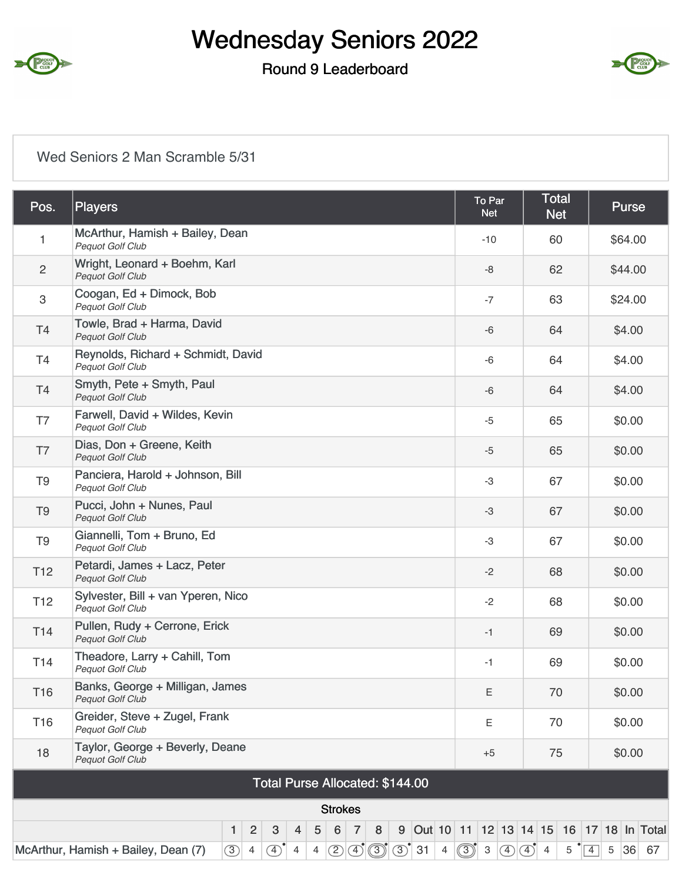# Wednesday Seniors 2022

## Round 9 Leaderboard

Wed Seniors 2 Man Scramble 5/31

| Pos. | Players | To Par Net | Total Net | Purse |
|---|---|---|---|---|
| 1 | McArthur, Hamish + Bailey, Dean *Pequot Golf Club* | -10 | 60 | $64.00 |
| 2 | Wright, Leonard + Boehm, Karl *Pequot Golf Club* | -8 | 62 | $44.00 |
| 3 | Coogan, Ed + Dimock, Bob *Pequot Golf Club* | -7 | 63 | $24.00 |
| T4 | Towle, Brad + Harma, David *Pequot Golf Club* | -6 | 64 | $4.00 |
| T4 | Reynolds, Richard + Schmidt, David *Pequot Golf Club* | -6 | 64 | $4.00 |
| T4 | Smyth, Pete + Smyth, Paul *Pequot Golf Club* | -6 | 64 | $4.00 |
| T7 | Farwell, David + Wildes, Kevin *Pequot Golf Club* | -5 | 65 | $0.00 |
| T7 | Dias, Don + Greene, Keith *Pequot Golf Club* | -5 | 65 | $0.00 |
| T9 | Panciera, Harold + Johnson, Bill *Pequot Golf Club* | -3 | 67 | $0.00 |
| T9 | Pucci, John + Nunes, Paul *Pequot Golf Club* | -3 | 67 | $0.00 |
| T9 | Giannelli, Tom + Bruno, Ed *Pequot Golf Club* | -3 | 67 | $0.00 |
| T12 | Petardi, James + Lacz, Peter *Pequot Golf Club* | -2 | 68 | $0.00 |
| T12 | Sylvester, Bill + van Yperen, Nico *Pequot Golf Club* | -2 | 68 | $0.00 |
| T14 | Pullen, Rudy + Cerrone, Erick *Pequot Golf Club* | -1 | 69 | $0.00 |
| T14 | Theadore, Larry + Cahill, Tom *Pequot Golf Club* | -1 | 69 | $0.00 |
| T16 | Banks, George + Milligan, James *Pequot Golf Club* | E | 70 | $0.00 |
| T16 | Greider, Steve + Zugel, Frank *Pequot Golf Club* | E | 70 | $0.00 |
| 18 | Taylor, George + Beverly, Deane *Pequot Golf Club* | +5 | 75 | $0.00 |

**Total Purse Allocated: $144.00**

Strokes

| | 1 | 2 | 3 | 4 | 5 | 6 | 7 | 8 | 9 | Out | 10 | 11 | 12 | 13 | 14 | 15 | 16 | 17 | 18 | In | Total |
|---|---|---|---|---|---|---|---|---|---|---|---|---|---|---|---|---|---|---|---|---|---|
| McArthur, Hamish + Bailey, Dean (7) | 3 | 4 | 4 | 4 | 4 | 2 | 4 | 3 | 3 | 31 | 4 | 3 | 3 | 4 | 4 | 4 | 5 | 4 | 5 | 36 | 67 |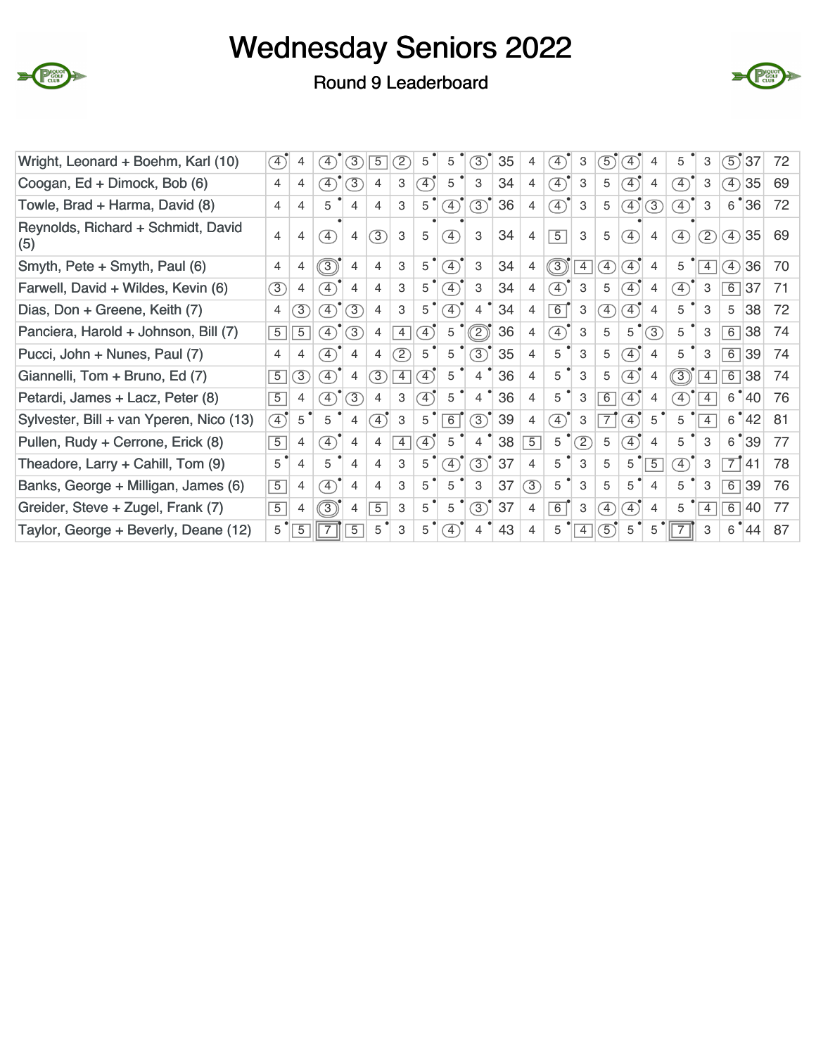# Wednesday Seniors 2022

## Round 9 Leaderboard

| Team | 1 | 2 | 3 | 4 | 5 | 6 | 7 | 8 | 9 | Out | 10 | 11 | 12 | 13 | 14 | 15 | 16 | 17 | 18 | In | Total |
|---|---|---|---|---|---|---|---|---|---|---|---|---|---|---|---|---|---|---|---|---|---|
| Wright, Leonard + Boehm, Karl (10) | 4 | 4 | 4 | 3 | 5 | 2 | 5 | 5 | 3 | 35 | 4 | 4 | 3 | 5 | 4 | 4 | 5 | 3 | 5 | 37 | 72 |
| Coogan, Ed + Dimock, Bob (6) | 4 | 4 | 4 | 3 | 4 | 3 | 4 | 5 | 3 | 34 | 4 | 4 | 3 | 5 | 4 | 4 | 4 | 3 | 4 | 35 | 69 |
| Towle, Brad + Harma, David (8) | 4 | 4 | 5 | 4 | 4 | 3 | 5 | 4 | 3 | 36 | 4 | 4 | 3 | 5 | 4 | 3 | 4 | 3 | 6 | 36 | 72 |
| Reynolds, Richard + Schmidt, David (5) | 4 | 4 | 4 | 4 | 3 | 3 | 5 | 4 | 3 | 34 | 4 | 5 | 3 | 5 | 4 | 4 | 4 | 2 | 4 | 35 | 69 |
| Smyth, Pete + Smyth, Paul (6) | 4 | 4 | 3 | 4 | 4 | 3 | 5 | 4 | 3 | 34 | 4 | 3 | 4 | 4 | 4 | 4 | 5 | 4 | 4 | 36 | 70 |
| Farwell, David + Wildes, Kevin (6) | 3 | 4 | 4 | 4 | 4 | 3 | 5 | 4 | 3 | 34 | 4 | 4 | 3 | 5 | 4 | 4 | 4 | 3 | 6 | 37 | 71 |
| Dias, Don + Greene, Keith (7) | 4 | 3 | 4 | 3 | 4 | 3 | 5 | 4 | 4 | 34 | 4 | 6 | 3 | 4 | 4 | 4 | 5 | 3 | 5 | 38 | 72 |
| Panciera, Harold + Johnson, Bill (7) | 5 | 5 | 4 | 3 | 4 | 4 | 4 | 5 | 2 | 36 | 4 | 4 | 3 | 5 | 5 | 3 | 5 | 3 | 6 | 38 | 74 |
| Pucci, John + Nunes, Paul (7) | 4 | 4 | 4 | 4 | 4 | 2 | 5 | 5 | 3 | 35 | 4 | 5 | 3 | 5 | 4 | 4 | 5 | 3 | 6 | 39 | 74 |
| Giannelli, Tom + Bruno, Ed (7) | 5 | 3 | 4 | 4 | 3 | 4 | 4 | 5 | 4 | 36 | 4 | 5 | 3 | 5 | 4 | 4 | 3 | 4 | 6 | 38 | 74 |
| Petardi, James + Lacz, Peter (8) | 5 | 4 | 4 | 3 | 4 | 3 | 4 | 5 | 4 | 36 | 4 | 5 | 3 | 6 | 4 | 4 | 4 | 4 | 6 | 40 | 76 |
| Sylvester, Bill + van Yperen, Nico (13) | 4 | 5 | 5 | 4 | 4 | 3 | 5 | 6 | 3 | 39 | 4 | 4 | 3 | 7 | 4 | 5 | 5 | 4 | 6 | 42 | 81 |
| Pullen, Rudy + Cerrone, Erick (8) | 5 | 4 | 4 | 4 | 4 | 4 | 4 | 5 | 4 | 38 | 5 | 5 | 2 | 5 | 4 | 4 | 5 | 3 | 6 | 39 | 77 |
| Theadore, Larry + Cahill, Tom (9) | 5 | 4 | 5 | 4 | 4 | 3 | 5 | 4 | 3 | 37 | 4 | 5 | 3 | 5 | 5 | 5 | 4 | 3 | 7 | 41 | 78 |
| Banks, George + Milligan, James (6) | 5 | 4 | 4 | 4 | 4 | 3 | 5 | 5 | 3 | 37 | 3 | 5 | 3 | 5 | 5 | 4 | 5 | 3 | 6 | 39 | 76 |
| Greider, Steve + Zugel, Frank (7) | 5 | 4 | 3 | 4 | 5 | 3 | 5 | 5 | 3 | 37 | 4 | 6 | 3 | 4 | 4 | 4 | 5 | 4 | 6 | 40 | 77 |
| Taylor, George + Beverly, Deane (12) | 5 | 5 | 7 | 5 | 5 | 3 | 5 | 4 | 4 | 43 | 4 | 5 | 4 | 5 | 5 | 5 | 7 | 3 | 6 | 44 | 87 |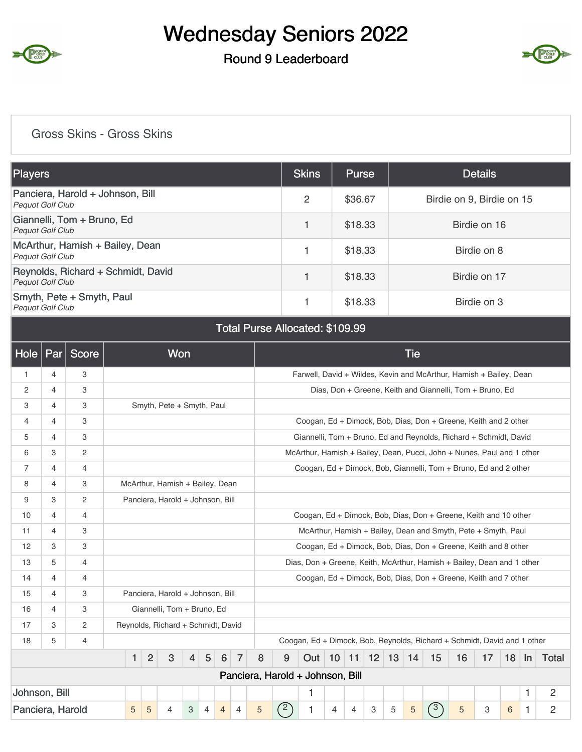# Wednesday Seniors 2022

## Round 9 Leaderboard

### Gross Skins - Gross Skins

| Players | Skins | Purse | Details |
|---|---|---|---|
| Panciera, Harold + Johnson, Bill<br>*Pequot Golf Club* | 2 | $36.67 | Birdie on 9, Birdie on 15 |
| Giannelli, Tom + Bruno, Ed<br>*Pequot Golf Club* | 1 | $18.33 | Birdie on 16 |
| McArthur, Hamish + Bailey, Dean<br>*Pequot Golf Club* | 1 | $18.33 | Birdie on 8 |
| Reynolds, Richard + Schmidt, David<br>*Pequot Golf Club* | 1 | $18.33 | Birdie on 17 |
| Smyth, Pete + Smyth, Paul<br>*Pequot Golf Club* | 1 | $18.33 | Birdie on 3 |

**Total Purse Allocated: $109.99**

| Hole | Par | Score | Won | Tie |
|---|---|---|---|---|
| 1 | 4 | 3 | | Farwell, David + Wildes, Kevin and McArthur, Hamish + Bailey, Dean |
| 2 | 4 | 3 | | Dias, Don + Greene, Keith and Giannelli, Tom + Bruno, Ed |
| 3 | 4 | 3 | Smyth, Pete + Smyth, Paul | |
| 4 | 4 | 3 | | Coogan, Ed + Dimock, Bob, Dias, Don + Greene, Keith and 2 other |
| 5 | 4 | 3 | | Giannelli, Tom + Bruno, Ed and Reynolds, Richard + Schmidt, David |
| 6 | 3 | 2 | | McArthur, Hamish + Bailey, Dean, Pucci, John + Nunes, Paul and 1 other |
| 7 | 4 | 4 | | Coogan, Ed + Dimock, Bob, Giannelli, Tom + Bruno, Ed and 2 other |
| 8 | 4 | 3 | McArthur, Hamish + Bailey, Dean | |
| 9 | 3 | 2 | Panciera, Harold + Johnson, Bill | |
| 10 | 4 | 4 | | Coogan, Ed + Dimock, Bob, Dias, Don + Greene, Keith and 10 other |
| 11 | 4 | 3 | | McArthur, Hamish + Bailey, Dean and Smyth, Pete + Smyth, Paul |
| 12 | 3 | 3 | | Coogan, Ed + Dimock, Bob, Dias, Don + Greene, Keith and 8 other |
| 13 | 5 | 4 | | Dias, Don + Greene, Keith, McArthur, Hamish + Bailey, Dean and 1 other |
| 14 | 4 | 4 | | Coogan, Ed + Dimock, Bob, Dias, Don + Greene, Keith and 7 other |
| 15 | 4 | 3 | Panciera, Harold + Johnson, Bill | |
| 16 | 4 | 3 | Giannelli, Tom + Bruno, Ed | |
| 17 | 3 | 2 | Reynolds, Richard + Schmidt, David | |
| 18 | 5 | 4 | | Coogan, Ed + Dimock, Bob, Reynolds, Richard + Schmidt, David and 1 other |

| | 1 | 2 | 3 | 4 | 5 | 6 | 7 | 8 | 9 | Out | 10 | 11 | 12 | 13 | 14 | 15 | 16 | 17 | 18 | In | Total |
|---|---|---|---|---|---|---|---|---|---|---|---|---|---|---|---|---|---|---|---|---|---|
| **Panciera, Harold + Johnson, Bill** | | | | | | | | | | | | | | | | | | | | | |
| Johnson, Bill | | | | | | | | | | 1 | | | | | | | | | | 1 | 2 |
| Panciera, Harold | 5 | 5 | 4 | 3 | 4 | 4 | 4 | 5 | 2 | 1 | 4 | 4 | 3 | 5 | 5 | 3 | 5 | 3 | 6 | 1 | 2 |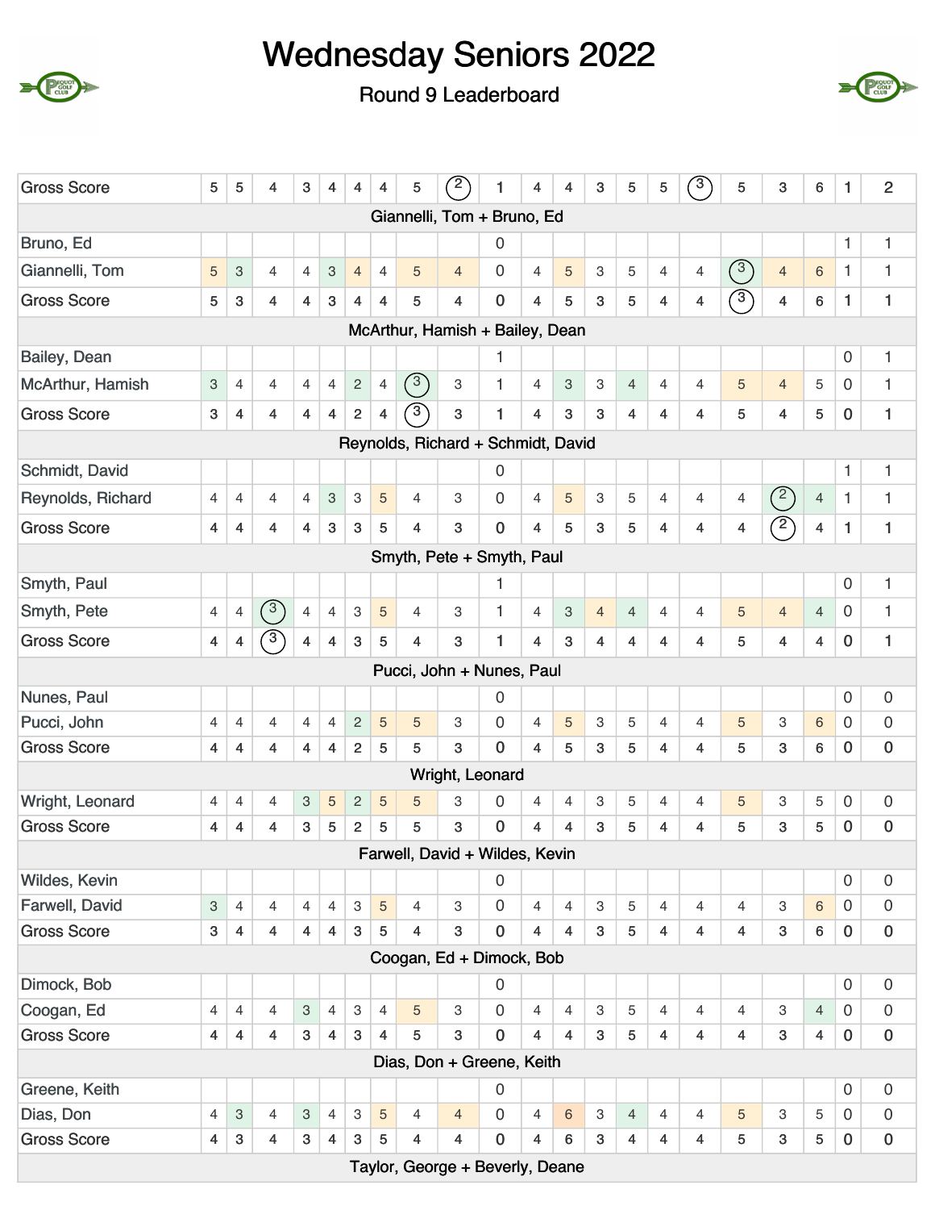# Wednesday Seniors 2022

## Round 9 Leaderboard

| | | | | | | | | | | | | | | | | | | | | | |
|---|---|---|---|---|---|---|---|---|---|---|---|---|---|---|---|---|---|---|---|---|---|
| Gross Score | 5 | 5 | 4 | 3 | 4 | 4 | 4 | 5 | 2 | 1 | 4 | 4 | 3 | 5 | 5 | 3 | 5 | 3 | 6 | 1 | 2 |
| **Giannelli, Tom + Bruno, Ed** | | | | | | | | | | | | | | | | | | | | | |
| Bruno, Ed | | | | | | | | | | 0 | | | | | | | | | | 1 | 1 |
| Giannelli, Tom | 5 | 3 | 4 | 4 | 3 | 4 | 4 | 5 | 4 | 0 | 4 | 5 | 3 | 5 | 4 | 4 | 3 | 4 | 6 | 1 | 1 |
| Gross Score | 5 | 3 | 4 | 4 | 3 | 4 | 4 | 5 | 4 | 0 | 4 | 5 | 3 | 5 | 4 | 4 | 3 | 4 | 6 | 1 | 1 |
| **McArthur, Hamish + Bailey, Dean** | | | | | | | | | | | | | | | | | | | | | |
| Bailey, Dean | | | | | | | | | | 1 | | | | | | | | | | 0 | 1 |
| McArthur, Hamish | 3 | 4 | 4 | 4 | 4 | 2 | 4 | 3 | 3 | 1 | 4 | 3 | 3 | 4 | 4 | 4 | 5 | 4 | 5 | 0 | 1 |
| Gross Score | 3 | 4 | 4 | 4 | 4 | 2 | 4 | 3 | 3 | 1 | 4 | 3 | 3 | 4 | 4 | 4 | 5 | 4 | 5 | 0 | 1 |
| **Reynolds, Richard + Schmidt, David** | | | | | | | | | | | | | | | | | | | | | |
| Schmidt, David | | | | | | | | | | 0 | | | | | | | | | | 1 | 1 |
| Reynolds, Richard | 4 | 4 | 4 | 4 | 3 | 3 | 5 | 4 | 3 | 0 | 4 | 5 | 3 | 5 | 4 | 4 | 4 | 2 | 4 | 1 | 1 |
| Gross Score | 4 | 4 | 4 | 4 | 3 | 3 | 5 | 4 | 3 | 0 | 4 | 5 | 3 | 5 | 4 | 4 | 4 | 2 | 4 | 1 | 1 |
| **Smyth, Pete + Smyth, Paul** | | | | | | | | | | | | | | | | | | | | | |
| Smyth, Paul | | | | | | | | | | 1 | | | | | | | | | | 0 | 1 |
| Smyth, Pete | 4 | 4 | 3 | 4 | 4 | 3 | 5 | 4 | 3 | 1 | 4 | 3 | 4 | 4 | 4 | 4 | 5 | 4 | 4 | 0 | 1 |
| Gross Score | 4 | 4 | 3 | 4 | 4 | 3 | 5 | 4 | 3 | 1 | 4 | 3 | 4 | 4 | 4 | 4 | 5 | 4 | 4 | 0 | 1 |
| **Pucci, John + Nunes, Paul** | | | | | | | | | | | | | | | | | | | | | |
| Nunes, Paul | | | | | | | | | | 0 | | | | | | | | | | 0 | 0 |
| Pucci, John | 4 | 4 | 4 | 4 | 4 | 2 | 5 | 5 | 3 | 0 | 4 | 5 | 3 | 5 | 4 | 4 | 5 | 3 | 6 | 0 | 0 |
| Gross Score | 4 | 4 | 4 | 4 | 4 | 2 | 5 | 5 | 3 | 0 | 4 | 5 | 3 | 5 | 4 | 4 | 5 | 3 | 6 | 0 | 0 |
| **Wright, Leonard** | | | | | | | | | | | | | | | | | | | | | |
| Wright, Leonard | 4 | 4 | 4 | 3 | 5 | 2 | 5 | 5 | 3 | 0 | 4 | 4 | 3 | 5 | 4 | 4 | 5 | 3 | 5 | 0 | 0 |
| Gross Score | 4 | 4 | 4 | 3 | 5 | 2 | 5 | 5 | 3 | 0 | 4 | 4 | 3 | 5 | 4 | 4 | 5 | 3 | 5 | 0 | 0 |
| **Farwell, David + Wildes, Kevin** | | | | | | | | | | | | | | | | | | | | | |
| Wildes, Kevin | | | | | | | | | | 0 | | | | | | | | | | 0 | 0 |
| Farwell, David | 3 | 4 | 4 | 4 | 4 | 3 | 5 | 4 | 3 | 0 | 4 | 4 | 3 | 5 | 4 | 4 | 4 | 3 | 6 | 0 | 0 |
| Gross Score | 3 | 4 | 4 | 4 | 4 | 3 | 5 | 4 | 3 | 0 | 4 | 4 | 3 | 5 | 4 | 4 | 4 | 3 | 6 | 0 | 0 |
| **Coogan, Ed + Dimock, Bob** | | | | | | | | | | | | | | | | | | | | | |
| Dimock, Bob | | | | | | | | | | 0 | | | | | | | | | | 0 | 0 |
| Coogan, Ed | 4 | 4 | 4 | 3 | 4 | 3 | 4 | 5 | 3 | 0 | 4 | 4 | 3 | 5 | 4 | 4 | 4 | 3 | 4 | 0 | 0 |
| Gross Score | 4 | 4 | 4 | 3 | 4 | 3 | 4 | 5 | 3 | 0 | 4 | 4 | 3 | 5 | 4 | 4 | 4 | 3 | 4 | 0 | 0 |
| **Dias, Don + Greene, Keith** | | | | | | | | | | | | | | | | | | | | | |
| Greene, Keith | | | | | | | | | | 0 | | | | | | | | | | 0 | 0 |
| Dias, Don | 4 | 3 | 4 | 3 | 4 | 3 | 5 | 4 | 4 | 0 | 4 | 6 | 3 | 4 | 4 | 4 | 5 | 3 | 5 | 0 | 0 |
| Gross Score | 4 | 3 | 4 | 3 | 4 | 3 | 5 | 4 | 4 | 0 | 4 | 6 | 3 | 4 | 4 | 4 | 5 | 3 | 5 | 0 | 0 |
| **Taylor, George + Beverly, Deane** | | | | | | | | | | | | | | | | | | | | | |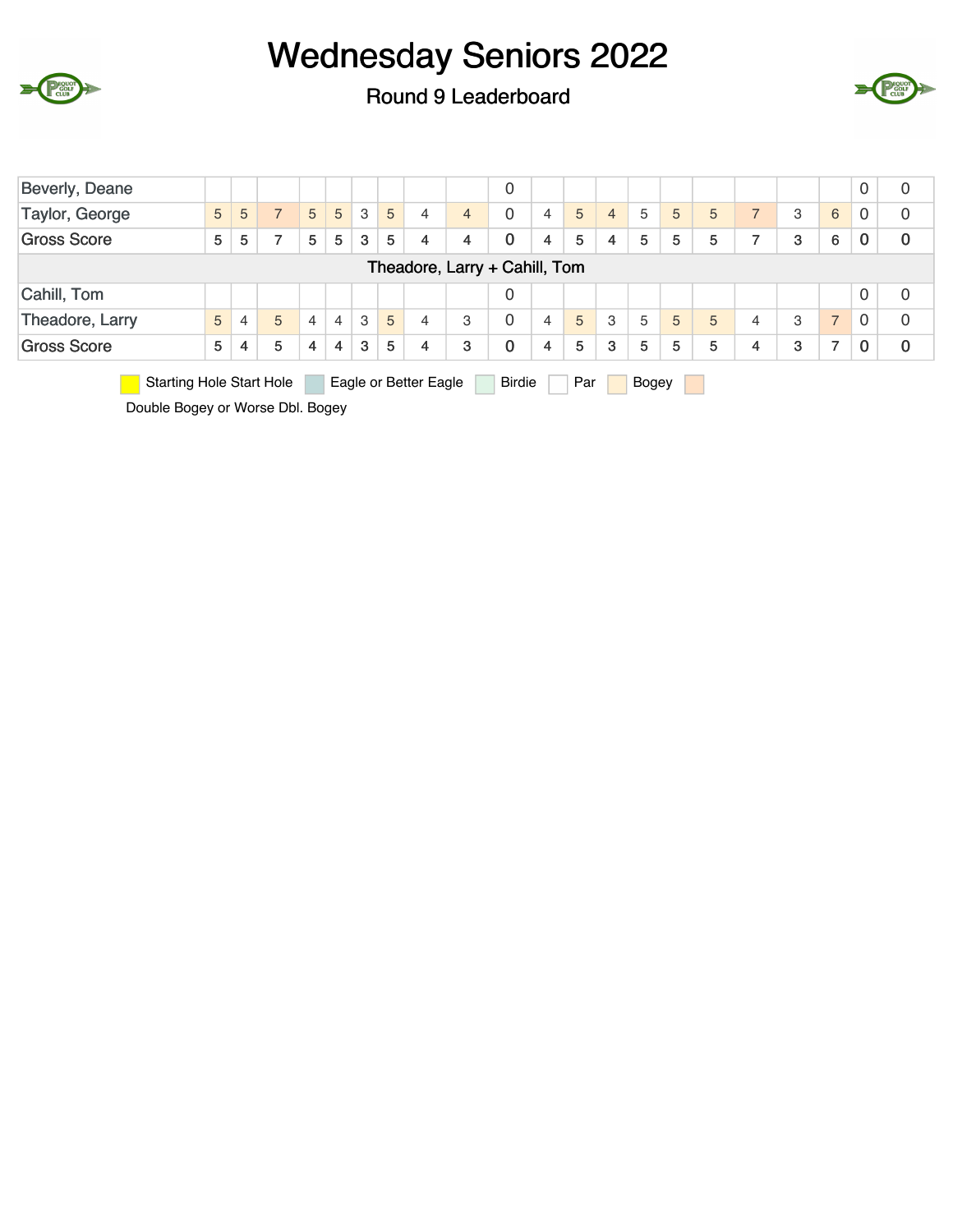# Wednesday Seniors 2022

## Round 9 Leaderboard

| | | | | | | | | | | | | | | | | | | | | | |
|---|---|---|---|---|---|---|---|---|---|---|---|---|---|---|---|---|---|---|---|---|---|
| Beverly, Deane | | | | | | | | | | 0 | | | | | | | | | | 0 | 0 |
| Taylor, George | 5 | 5 | 7 | 5 | 5 | 3 | 5 | 4 | 4 | 0 | 4 | 5 | 4 | 5 | 5 | 5 | 7 | 3 | 6 | 0 | 0 |
| Gross Score | 5 | 5 | 7 | 5 | 5 | 3 | 5 | 4 | 4 | 0 | 4 | 5 | 4 | 5 | 5 | 5 | 7 | 3 | 6 | 0 | 0 |
| Theadore, Larry + Cahill, Tom | | | | | | | | | | | | | | | | | | | | | |
| Cahill, Tom | | | | | | | | | | 0 | | | | | | | | | | 0 | 0 |
| Theadore, Larry | 5 | 4 | 5 | 4 | 4 | 3 | 5 | 4 | 3 | 0 | 4 | 5 | 3 | 5 | 5 | 5 | 4 | 3 | 7 | 0 | 0 |
| Gross Score | 5 | 4 | 5 | 4 | 4 | 3 | 5 | 4 | 3 | 0 | 4 | 5 | 3 | 5 | 5 | 5 | 4 | 3 | 7 | 0 | 0 |

Starting Hole Start Hole · Eagle or Better Eagle · Birdie · Par · Bogey · Double Bogey or Worse Dbl. Bogey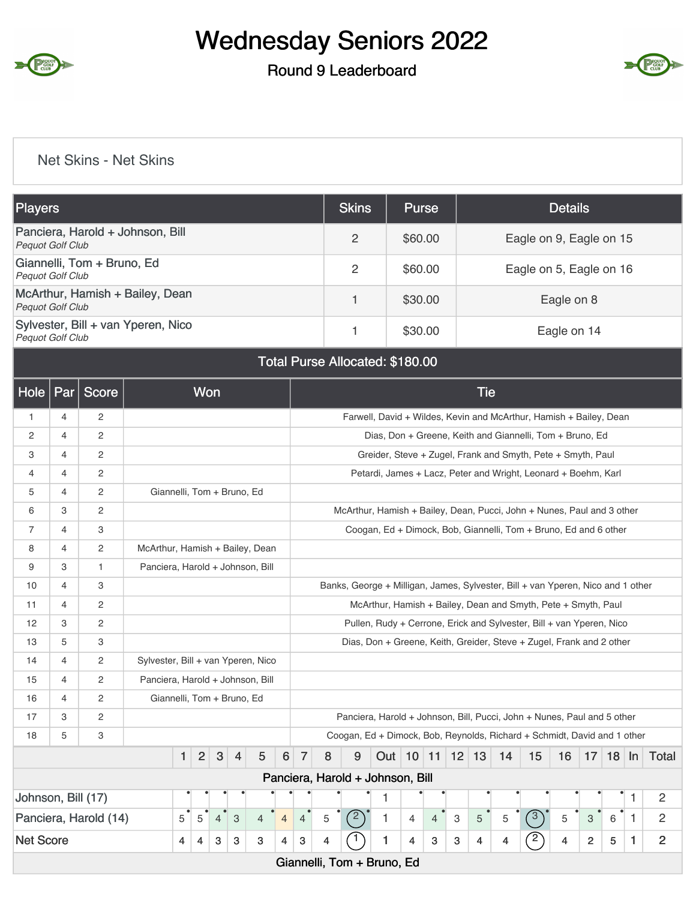# Wednesday Seniors 2022

## Round 9 Leaderboard

### Net Skins - Net Skins

| Players | Skins | Purse | Details |
|---|---|---|---|
| Panciera, Harold + Johnson, Bill *Pequot Golf Club* | 2 | $60.00 | Eagle on 9, Eagle on 15 |
| Giannelli, Tom + Bruno, Ed *Pequot Golf Club* | 2 | $60.00 | Eagle on 5, Eagle on 16 |
| McArthur, Hamish + Bailey, Dean *Pequot Golf Club* | 1 | $30.00 | Eagle on 8 |
| Sylvester, Bill + van Yperen, Nico *Pequot Golf Club* | 1 | $30.00 | Eagle on 14 |
| Total Purse Allocated: $180.00 | | | |

| Hole | Par | Score | Won | Tie |
|---|---|---|---|---|
| 1 | 4 | 2 | | Farwell, David + Wildes, Kevin and McArthur, Hamish + Bailey, Dean |
| 2 | 4 | 2 | | Dias, Don + Greene, Keith and Giannelli, Tom + Bruno, Ed |
| 3 | 4 | 2 | | Greider, Steve + Zugel, Frank and Smyth, Pete + Smyth, Paul |
| 4 | 4 | 2 | | Petardi, James + Lacz, Peter and Wright, Leonard + Boehm, Karl |
| 5 | 4 | 2 | Giannelli, Tom + Bruno, Ed | |
| 6 | 3 | 2 | | McArthur, Hamish + Bailey, Dean, Pucci, John + Nunes, Paul and 3 other |
| 7 | 4 | 3 | | Coogan, Ed + Dimock, Bob, Giannelli, Tom + Bruno, Ed and 6 other |
| 8 | 4 | 2 | McArthur, Hamish + Bailey, Dean | |
| 9 | 3 | 1 | Panciera, Harold + Johnson, Bill | |
| 10 | 4 | 3 | | Banks, George + Milligan, James, Sylvester, Bill + van Yperen, Nico and 1 other |
| 11 | 4 | 2 | | McArthur, Hamish + Bailey, Dean and Smyth, Pete + Smyth, Paul |
| 12 | 3 | 2 | | Pullen, Rudy + Cerrone, Erick and Sylvester, Bill + van Yperen, Nico |
| 13 | 5 | 3 | | Dias, Don + Greene, Keith, Greider, Steve + Zugel, Frank and 2 other |
| 14 | 4 | 2 | Sylvester, Bill + van Yperen, Nico | |
| 15 | 4 | 2 | Panciera, Harold + Johnson, Bill | |
| 16 | 4 | 2 | Giannelli, Tom + Bruno, Ed | |
| 17 | 3 | 2 | | Panciera, Harold + Johnson, Bill, Pucci, John + Nunes, Paul and 5 other |
| 18 | 5 | 3 | | Coogan, Ed + Dimock, Bob, Reynolds, Richard + Schmidt, David and 1 other |

| | 1 | 2 | 3 | 4 | 5 | 6 | 7 | 8 | 9 | Out | 10 | 11 | 12 | 13 | 14 | 15 | 16 | 17 | 18 | In | Total |
|---|---|---|---|---|---|---|---|---|---|---|---|---|---|---|---|---|---|---|---|---|---|
| **Panciera, Harold + Johnson, Bill** | | | | | | | | | | | | | | | | | | | | | |
| Johnson, Bill (17) | | | | | | | | | | 1 | | | | | | | | | | 1 | 2 |
| Panciera, Harold (14) | 5 | 5 | 4 | 3 | 4 | 4 | 4 | 5 | 2 | 1 | 4 | 4 | 3 | 5 | 5 | 3 | 5 | 3 | 6 | 1 | 2 |
| Net Score | 4 | 4 | 3 | 3 | 3 | 4 | 3 | 4 | 1 | 1 | 4 | 3 | 3 | 4 | 4 | 2 | 4 | 2 | 5 | 1 | 2 |
| **Giannelli, Tom + Bruno, Ed** | | | | | | | | | | | | | | | | | | | | | |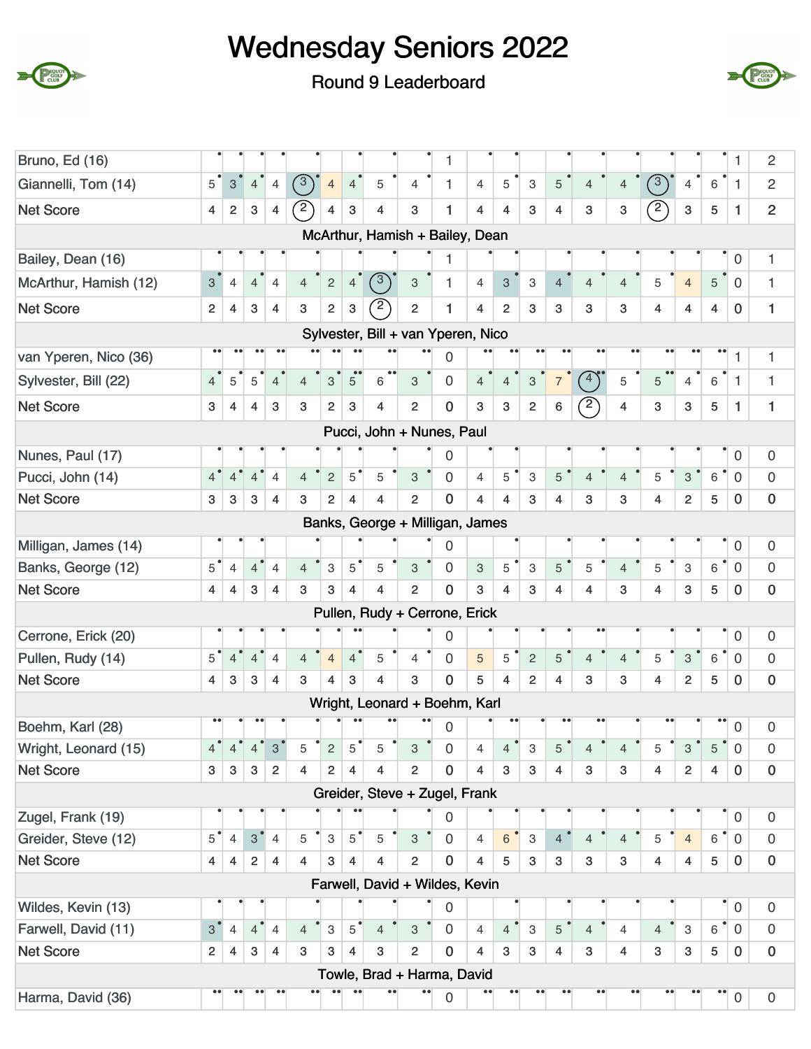# Wednesday Seniors 2022

## Round 9 Leaderboard

| | 1 | 2 | 3 | 4 | 5 | 6 | 7 | 8 | 9 | Out | 10 | 11 | 12 | 13 | 14 | 15 | 16 | 17 | 18 | In | Tot |
|---|---|---|---|---|---|---|---|---|---|---|---|---|---|---|---|---|---|---|---|---|---|
| Bruno, Ed (16) | | | | | | | | | | 1 | | | | | | | | | | 1 | 2 |
| Giannelli, Tom (14) | 5 | 3 | 4 | 4 | 3 | 4 | 4 | 5 | 4 | 1 | 4 | 5 | 3 | 5 | 4 | 4 | 3 | 4 | 6 | 1 | 2 |
| Net Score | 4 | 2 | 3 | 4 | 2 | 4 | 3 | 4 | 3 | 1 | 4 | 4 | 3 | 4 | 3 | 3 | 2 | 3 | 5 | 1 | 2 |
| **McArthur, Hamish + Bailey, Dean** | | | | | | | | | | | | | | | | | | | | | |
| Bailey, Dean (16) | | | | | | | | | | 1 | | | | | | | | | | 0 | 1 |
| McArthur, Hamish (12) | 3 | 4 | 4 | 4 | 4 | 2 | 4 | 3 | 3 | 1 | 4 | 3 | 3 | 4 | 4 | 4 | 5 | 4 | 5 | 0 | 1 |
| Net Score | 2 | 4 | 3 | 4 | 3 | 2 | 3 | 2 | 2 | 1 | 4 | 2 | 3 | 3 | 3 | 3 | 4 | 4 | 4 | 0 | 1 |
| **Sylvester, Bill + van Yperen, Nico** | | | | | | | | | | | | | | | | | | | | | |
| van Yperen, Nico (36) | | | | | | | | | | 0 | | | | | | | | | | 1 | 1 |
| Sylvester, Bill (22) | 4 | 5 | 5 | 4 | 4 | 3 | 5 | 6 | 3 | 0 | 4 | 4 | 3 | 7 | 4 | 5 | 5 | 4 | 6 | 1 | 1 |
| Net Score | 3 | 4 | 4 | 3 | 3 | 2 | 3 | 4 | 2 | 0 | 3 | 3 | 2 | 6 | 2 | 4 | 3 | 3 | 5 | 1 | 1 |
| **Pucci, John + Nunes, Paul** | | | | | | | | | | | | | | | | | | | | | |
| Nunes, Paul (17) | | | | | | | | | | 0 | | | | | | | | | | 0 | 0 |
| Pucci, John (14) | 4 | 4 | 4 | 4 | 4 | 2 | 5 | 5 | 3 | 0 | 4 | 5 | 3 | 5 | 4 | 4 | 5 | 3 | 6 | 0 | 0 |
| Net Score | 3 | 3 | 3 | 4 | 3 | 2 | 4 | 4 | 2 | 0 | 4 | 4 | 3 | 4 | 3 | 3 | 4 | 2 | 5 | 0 | 0 |
| **Banks, George + Milligan, James** | | | | | | | | | | | | | | | | | | | | | |
| Milligan, James (14) | | | | | | | | | | 0 | | | | | | | | | | 0 | 0 |
| Banks, George (12) | 5 | 4 | 4 | 4 | 4 | 3 | 5 | 5 | 3 | 0 | 3 | 5 | 3 | 5 | 5 | 4 | 5 | 3 | 6 | 0 | 0 |
| Net Score | 4 | 4 | 3 | 4 | 3 | 3 | 4 | 4 | 2 | 0 | 3 | 4 | 3 | 4 | 4 | 3 | 4 | 3 | 5 | 0 | 0 |
| **Pullen, Rudy + Cerrone, Erick** | | | | | | | | | | | | | | | | | | | | | |
| Cerrone, Erick (20) | | | | | | | | | | 0 | | | | | | | | | | 0 | 0 |
| Pullen, Rudy (14) | 5 | 4 | 4 | 4 | 4 | 4 | 4 | 5 | 4 | 0 | 5 | 5 | 2 | 5 | 4 | 4 | 5 | 3 | 6 | 0 | 0 |
| Net Score | 4 | 3 | 3 | 4 | 3 | 4 | 3 | 4 | 3 | 0 | 5 | 4 | 2 | 4 | 3 | 3 | 4 | 2 | 5 | 0 | 0 |
| **Wright, Leonard + Boehm, Karl** | | | | | | | | | | | | | | | | | | | | | |
| Boehm, Karl (28) | | | | | | | | | | 0 | | | | | | | | | | 0 | 0 |
| Wright, Leonard (15) | 4 | 4 | 4 | 3 | 5 | 2 | 5 | 5 | 3 | 0 | 4 | 4 | 3 | 5 | 4 | 4 | 5 | 3 | 5 | 0 | 0 |
| Net Score | 3 | 3 | 3 | 2 | 4 | 2 | 4 | 4 | 2 | 0 | 4 | 3 | 3 | 4 | 3 | 3 | 4 | 2 | 4 | 0 | 0 |
| **Greider, Steve + Zugel, Frank** | | | | | | | | | | | | | | | | | | | | | |
| Zugel, Frank (19) | | | | | | | | | | 0 | | | | | | | | | | 0 | 0 |
| Greider, Steve (12) | 5 | 4 | 3 | 4 | 5 | 3 | 5 | 5 | 3 | 0 | 4 | 6 | 3 | 4 | 4 | 4 | 5 | 4 | 6 | 0 | 0 |
| Net Score | 4 | 4 | 2 | 4 | 4 | 3 | 4 | 4 | 2 | 0 | 4 | 5 | 3 | 3 | 3 | 3 | 4 | 4 | 5 | 0 | 0 |
| **Farwell, David + Wildes, Kevin** | | | | | | | | | | | | | | | | | | | | | |
| Wildes, Kevin (13) | | | | | | | | | | 0 | | | | | | | | | | 0 | 0 |
| Farwell, David (11) | 3 | 4 | 4 | 4 | 4 | 3 | 5 | 4 | 3 | 0 | 4 | 4 | 3 | 5 | 4 | 4 | 4 | 3 | 6 | 0 | 0 |
| Net Score | 2 | 4 | 3 | 4 | 3 | 3 | 4 | 3 | 2 | 0 | 4 | 3 | 3 | 4 | 3 | 4 | 3 | 3 | 5 | 0 | 0 |
| **Towle, Brad + Harma, David** | | | | | | | | | | | | | | | | | | | | | |
| Harma, David (36) | | | | | | | | | | 0 | | | | | | | | | | 0 | 0 |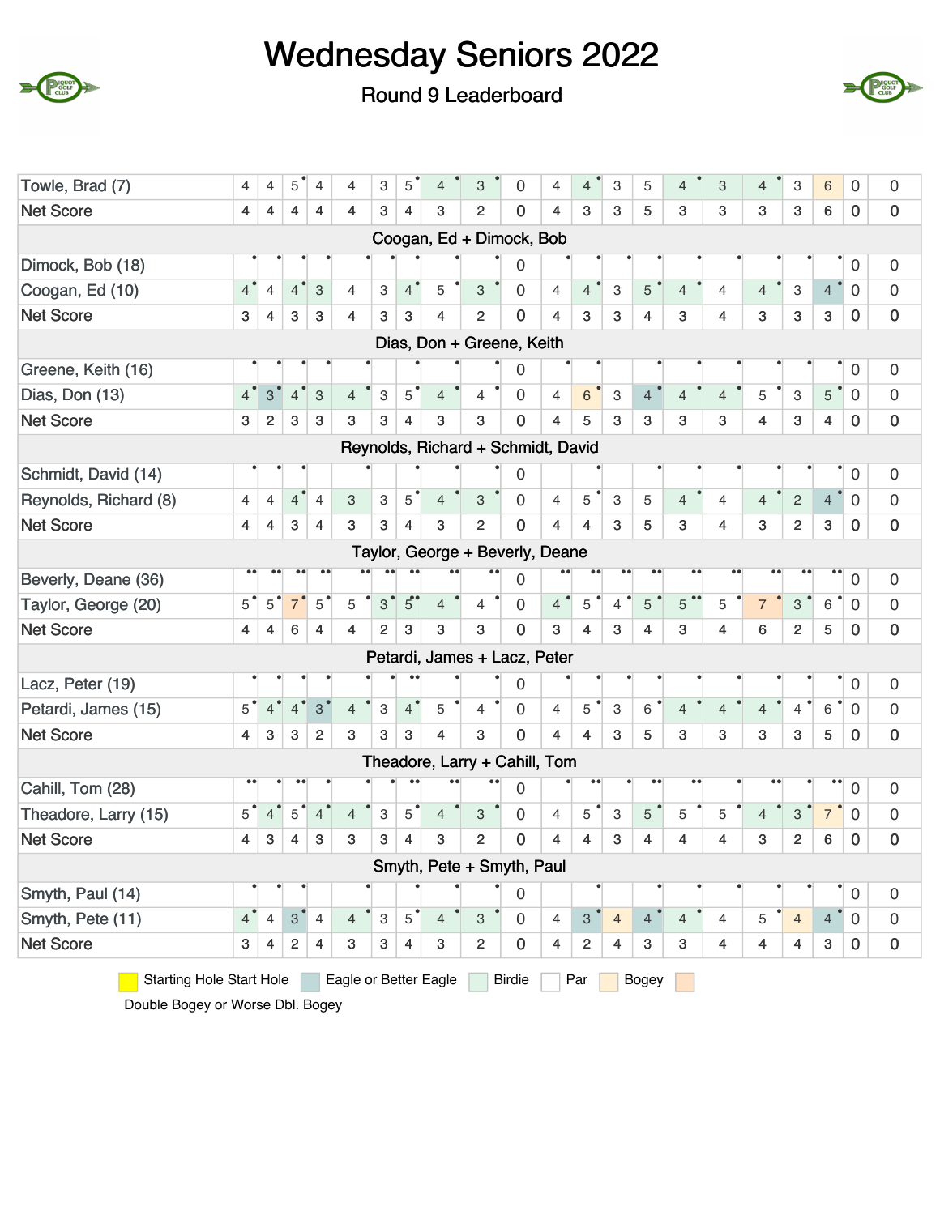# Wednesday Seniors 2022

## Round 9 Leaderboard

| | | | | | | | | | | | | | | | | | | | | | |
|---|---|---|---|---|---|---|---|---|---|---|---|---|---|---|---|---|---|---|---|---|---|
| Towle, Brad (7) | 4 | 4 | 5 | 4 | 4 | 3 | 5 | 4 | 3 | 0 | 4 | 4 | 3 | 5 | 4 | 3 | 4 | 3 | 6 | 0 | 0 |
| Net Score | 4 | 4 | 4 | 4 | 4 | 3 | 4 | 3 | 2 | 0 | 4 | 3 | 3 | 5 | 3 | 3 | 3 | 3 | 6 | 0 | 0 |
| Coogan, Ed + Dimock, Bob | | | | | | | | | | | | | | | | | | | | | |
| Dimock, Bob (18) | | | | | | | | | | 0 | | | | | | | | | | 0 | 0 |
| Coogan, Ed (10) | 4 | 4 | 4 | 3 | 4 | 3 | 4 | 5 | 3 | 0 | 4 | 4 | 3 | 5 | 4 | 4 | 4 | 3 | 4 | 0 | 0 |
| Net Score | 3 | 4 | 3 | 3 | 4 | 3 | 3 | 4 | 2 | 0 | 4 | 3 | 3 | 4 | 3 | 4 | 3 | 3 | 3 | 0 | 0 |
| Dias, Don + Greene, Keith | | | | | | | | | | | | | | | | | | | | | |
| Greene, Keith (16) | | | | | | | | | | 0 | | | | | | | | | | 0 | 0 |
| Dias, Don (13) | 4 | 3 | 4 | 3 | 4 | 3 | 5 | 4 | 4 | 0 | 4 | 6 | 3 | 4 | 4 | 4 | 5 | 3 | 5 | 0 | 0 |
| Net Score | 3 | 2 | 3 | 3 | 3 | 3 | 4 | 3 | 3 | 0 | 4 | 5 | 3 | 3 | 3 | 3 | 4 | 3 | 4 | 0 | 0 |
| Reynolds, Richard + Schmidt, David | | | | | | | | | | | | | | | | | | | | | |
| Schmidt, David (14) | | | | | | | | | | 0 | | | | | | | | | | 0 | 0 |
| Reynolds, Richard (8) | 4 | 4 | 4 | 4 | 3 | 3 | 5 | 4 | 3 | 0 | 4 | 5 | 3 | 5 | 4 | 4 | 4 | 2 | 4 | 0 | 0 |
| Net Score | 4 | 4 | 3 | 4 | 3 | 3 | 4 | 3 | 2 | 0 | 4 | 4 | 3 | 5 | 3 | 4 | 3 | 2 | 3 | 0 | 0 |
| Taylor, George + Beverly, Deane | | | | | | | | | | | | | | | | | | | | | |
| Beverly, Deane (36) | | | | | | | | | | 0 | | | | | | | | | | 0 | 0 |
| Taylor, George (20) | 5 | 5 | 7 | 5 | 5 | 3 | 5 | 4 | 4 | 0 | 4 | 5 | 4 | 5 | 5 | 5 | 7 | 3 | 6 | 0 | 0 |
| Net Score | 4 | 4 | 6 | 4 | 4 | 2 | 3 | 3 | 3 | 0 | 3 | 4 | 3 | 4 | 3 | 4 | 6 | 2 | 5 | 0 | 0 |
| Petardi, James + Lacz, Peter | | | | | | | | | | | | | | | | | | | | | |
| Lacz, Peter (19) | | | | | | | | | | 0 | | | | | | | | | | 0 | 0 |
| Petardi, James (15) | 5 | 4 | 4 | 3 | 4 | 3 | 4 | 5 | 4 | 0 | 4 | 5 | 3 | 6 | 4 | 4 | 4 | 4 | 6 | 0 | 0 |
| Net Score | 4 | 3 | 3 | 2 | 3 | 3 | 3 | 4 | 3 | 0 | 4 | 4 | 3 | 5 | 3 | 3 | 3 | 3 | 5 | 0 | 0 |
| Theadore, Larry + Cahill, Tom | | | | | | | | | | | | | | | | | | | | | |
| Cahill, Tom (28) | | | | | | | | | | 0 | | | | | | | | | | 0 | 0 |
| Theadore, Larry (15) | 5 | 4 | 5 | 4 | 4 | 3 | 5 | 4 | 3 | 0 | 4 | 5 | 3 | 5 | 5 | 5 | 4 | 3 | 7 | 0 | 0 |
| Net Score | 4 | 3 | 4 | 3 | 3 | 3 | 4 | 3 | 2 | 0 | 4 | 4 | 3 | 4 | 4 | 4 | 3 | 2 | 6 | 0 | 0 |
| Smyth, Pete + Smyth, Paul | | | | | | | | | | | | | | | | | | | | | |
| Smyth, Paul (14) | | | | | | | | | | 0 | | | | | | | | | | 0 | 0 |
| Smyth, Pete (11) | 4 | 4 | 3 | 4 | 4 | 3 | 5 | 4 | 3 | 0 | 4 | 3 | 4 | 4 | 4 | 4 | 5 | 4 | 4 | 0 | 0 |
| Net Score | 3 | 4 | 2 | 4 | 3 | 3 | 4 | 3 | 2 | 0 | 4 | 2 | 4 | 3 | 3 | 4 | 4 | 4 | 3 | 0 | 0 |

Starting Hole Start Hole | Eagle or Better Eagle | Birdie | Par | Bogey | Double Bogey or Worse Dbl. Bogey